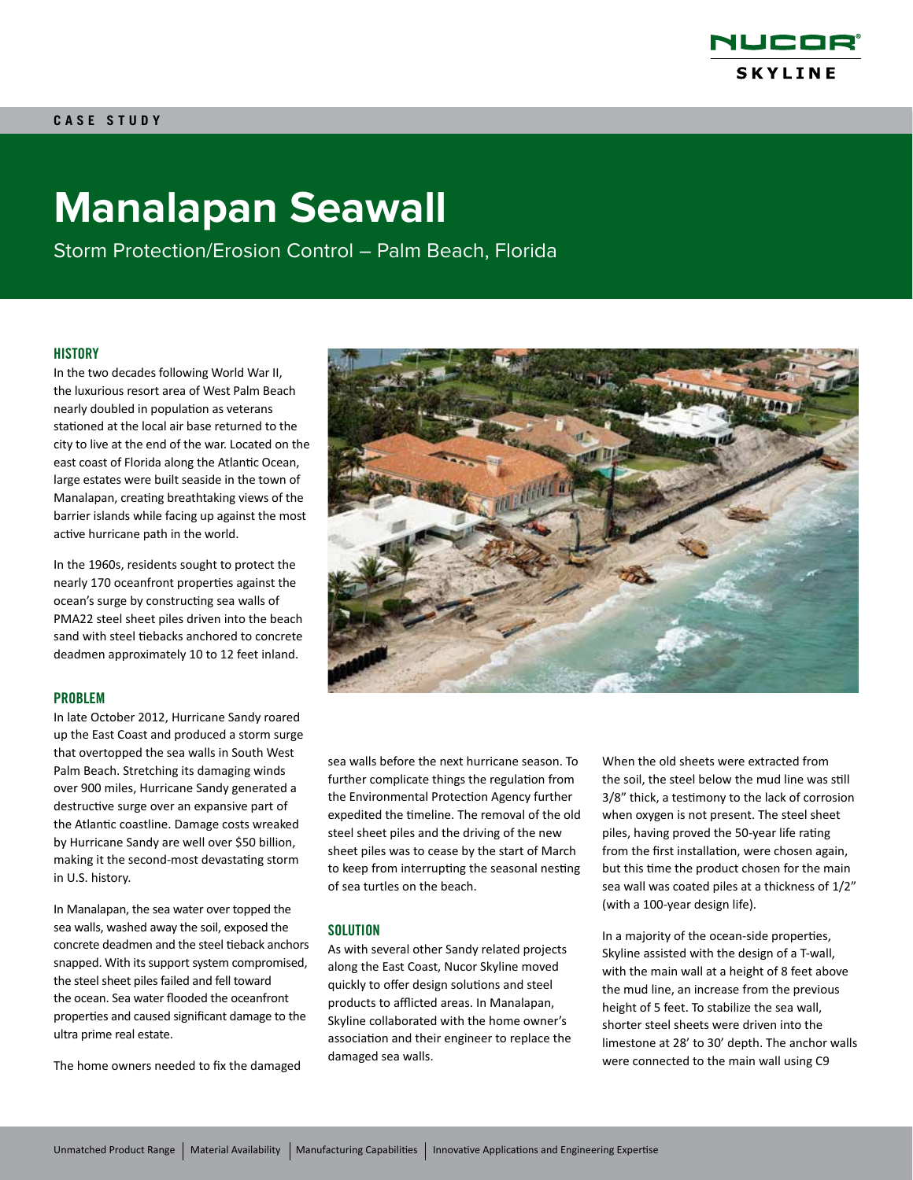CASE STUDY

# Manalapan Seawall

Storm Protection/Erosion Control – Palm Beach, Florida

## HISTORY

In the two decades following World War II, the luxurious resort area of West Palm Beach nearly doubled in population as veterans stationed at the local air base returned to the city to live at the end of the war. Located on the east coast of Florida along the Atlantic Ocean, large estates were built seaside in the town of Manalapan, creating breathtaking views of the barrier islands while facing up against the most active hurricane path in the world.

In the 1960s, residents sought to protect the nearly 170 oceanfront properties against the ocean's surge by constructing sea walls of PMA22 steel sheet piles driven into the beach sand with steel tiebacks anchored to concrete deadmen approximately 10 to 12 feet inland.

## PROBLEM

In late October 2012, Hurricane Sandy roared up the East Coast and produced a storm surge that overtopped the sea walls in South West Palm Beach. Stretching its damaging winds over 900 miles, Hurricane Sandy generated a destructive surge over an expansive part of the Atlantic coastline. Damage costs wreaked by Hurricane Sandy are well over $50 billion, making it the second-most devastating storm in U.S. history.

In Manalapan, the sea water over topped the sea walls, washed away the soil, exposed the concrete deadmen and the steel tieback anchors snapped. With its support system compromised, the steel sheet piles failed and fell toward the ocean. Sea water flooded the oceanfront properties and caused significant damage to the ultra prime real estate.

The home owners needed to fix the damaged sea walls before the next hurricane season. To further complicate things the regulation from the Environmental Protection Agency further expedited the timeline. The removal of the old steel sheet piles and the driving of the new sheet piles was to cease by the start of March to keep from interrupting the seasonal nesting of sea turtles on the beach.

## SOLUTION

As with several other Sandy related projects along the East Coast, Nucor Skyline moved quickly to offer design solutions and steel products to afflicted areas. In Manalapan, Skyline collaborated with the home owner's association and their engineer to replace the damaged sea walls.

When the old sheets were extracted from the soil, the steel below the mud line was still 3/8" thick, a testimony to the lack of corrosion when oxygen is not present. The steel sheet piles, having proved the 50-year life rating from the first installation, were chosen again, but this time the product chosen for the main sea wall was coated piles at a thickness of 1/2" (with a 100-year design life).

In a majority of the ocean-side properties, Skyline assisted with the design of a T-wall, with the main wall at a height of 8 feet above the mud line, an increase from the previous height of 5 feet. To stabilize the sea wall, shorter steel sheets were driven into the limestone at 28' to 30' depth. The anchor walls were connected to the main wall using C9

Unmatched Product Range | Material Availability | Manufacturing Capabilities | Innovative Applications and Engineering Expertise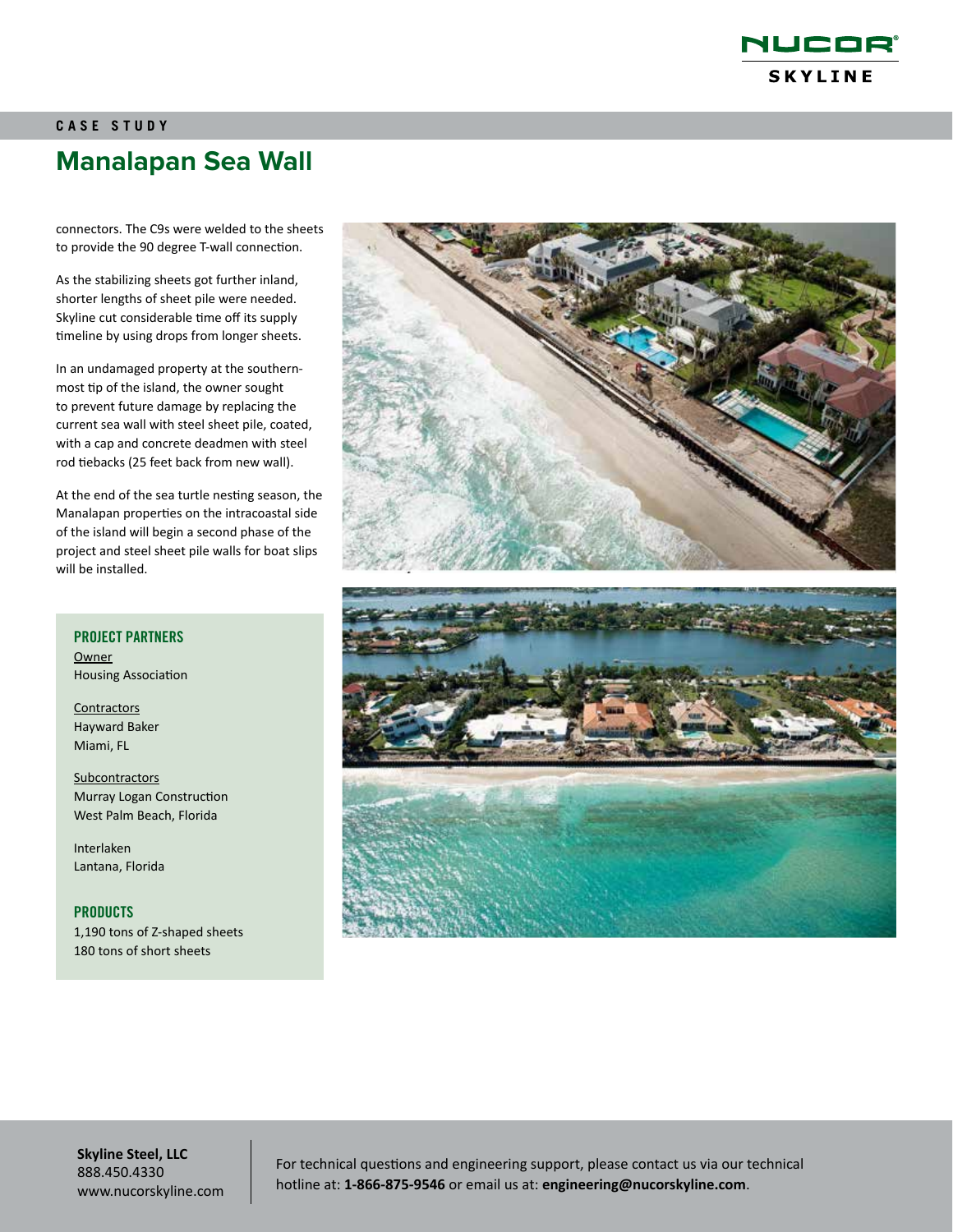NUCOR SKYLINE

CASE STUDY

# Manalapan Sea Wall

connectors. The C9s were welded to the sheets to provide the 90 degree T-wall connection.

As the stabilizing sheets got further inland, shorter lengths of sheet pile were needed. Skyline cut considerable time off its supply timeline by using drops from longer sheets.

In an undamaged property at the southernmost tip of the island, the owner sought to prevent future damage by replacing the current sea wall with steel sheet pile, coated, with a cap and concrete deadmen with steel rod tiebacks (25 feet back from new wall).

At the end of the sea turtle nesting season, the Manalapan properties on the intracoastal side of the island will begin a second phase of the project and steel sheet pile walls for boat slips will be installed.

## PROJECT PARTNERS

Owner
Housing Association

Contractors
Hayward Baker
Miami, FL

Subcontractors
Murray Logan Construction
West Palm Beach, Florida

Interlaken
Lantana, Florida

## PRODUCTS

1,190 tons of Z-shaped sheets
180 tons of short sheets

**Skyline Steel, LLC**
888.450.4330
www.nucorskyline.com

For technical questions and engineering support, please contact us via our technical hotline at: **1-866-875-9546** or email us at: **engineering@nucorskyline.com**.